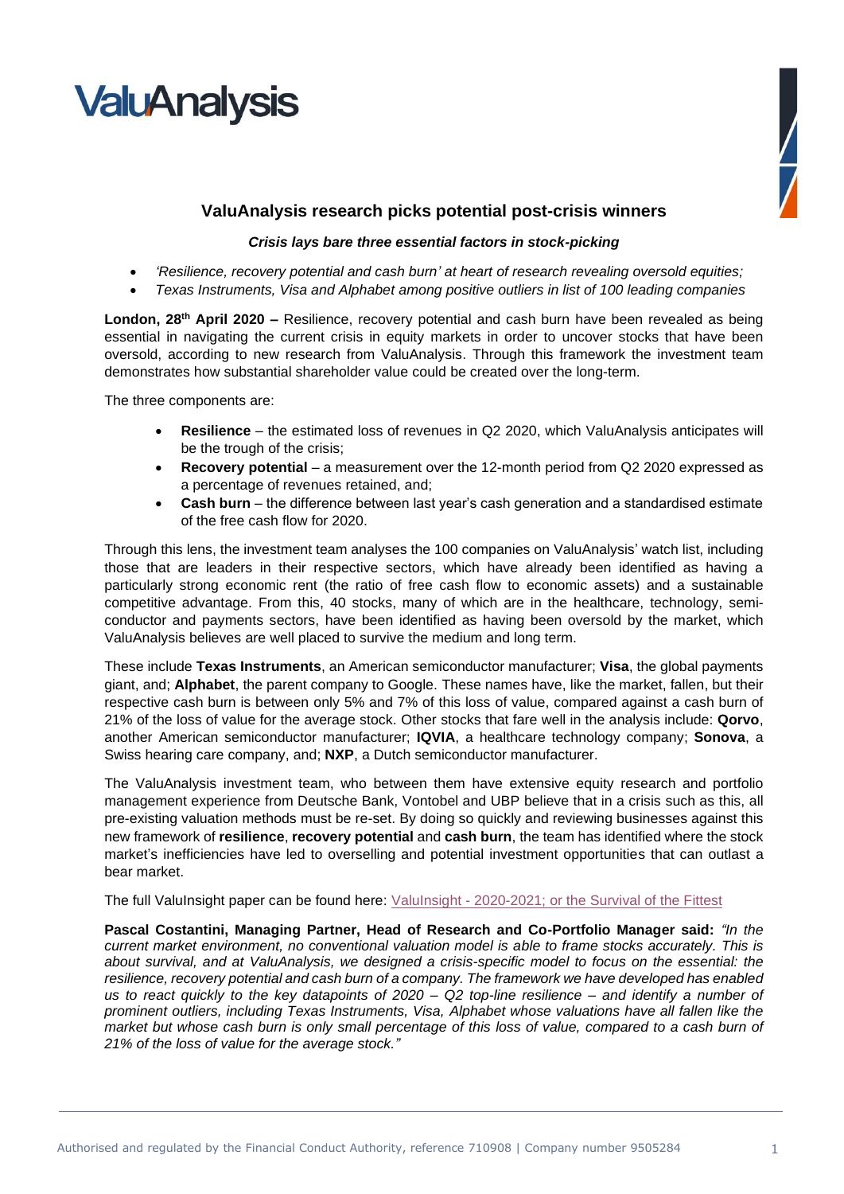ValuAnalysis

## ValuAnalysis research picks potential post-crisis winners

***Crisis lays bare three essential factors in stock-picking***

- *'Resilience, recovery potential and cash burn' at heart of research revealing oversold equities;*
- *Texas Instruments, Visa and Alphabet among positive outliers in list of 100 leading companies*

**London, 28th April 2020 –** Resilience, recovery potential and cash burn have been revealed as being essential in navigating the current crisis in equity markets in order to uncover stocks that have been oversold, according to new research from ValuAnalysis. Through this framework the investment team demonstrates how substantial shareholder value could be created over the long-term.

The three components are:

- **Resilience** – the estimated loss of revenues in Q2 2020, which ValuAnalysis anticipates will be the trough of the crisis;
- **Recovery potential** – a measurement over the 12-month period from Q2 2020 expressed as a percentage of revenues retained, and;
- **Cash burn** – the difference between last year's cash generation and a standardised estimate of the free cash flow for 2020.

Through this lens, the investment team analyses the 100 companies on ValuAnalysis' watch list, including those that are leaders in their respective sectors, which have already been identified as having a particularly strong economic rent (the ratio of free cash flow to economic assets) and a sustainable competitive advantage. From this, 40 stocks, many of which are in the healthcare, technology, semi-conductor and payments sectors, have been identified as having been oversold by the market, which ValuAnalysis believes are well placed to survive the medium and long term.

These include **Texas Instruments**, an American semiconductor manufacturer; **Visa**, the global payments giant, and; **Alphabet**, the parent company to Google. These names have, like the market, fallen, but their respective cash burn is between only 5% and 7% of this loss of value, compared against a cash burn of 21% of the loss of value for the average stock. Other stocks that fare well in the analysis include: **Qorvo**, another American semiconductor manufacturer; **IQVIA**, a healthcare technology company; **Sonova**, a Swiss hearing care company, and; **NXP**, a Dutch semiconductor manufacturer.

The ValuAnalysis investment team, who between them have extensive equity research and portfolio management experience from Deutsche Bank, Vontobel and UBP believe that in a crisis such as this, all pre-existing valuation methods must be re-set. By doing so quickly and reviewing businesses against this new framework of **resilience**, **recovery potential** and **cash burn**, the team has identified where the stock market's inefficiencies have led to overselling and potential investment opportunities that can outlast a bear market.

The full ValuInsight paper can be found here: ValuInsight - 2020-2021; or the Survival of the Fittest

**Pascal Costantini, Managing Partner, Head of Research and Co-Portfolio Manager said:** *"In the current market environment, no conventional valuation model is able to frame stocks accurately. This is about survival, and at ValuAnalysis, we designed a crisis-specific model to focus on the essential: the resilience, recovery potential and cash burn of a company. The framework we have developed has enabled us to react quickly to the key datapoints of 2020 – Q2 top-line resilience – and identify a number of prominent outliers, including Texas Instruments, Visa, Alphabet whose valuations have all fallen like the market but whose cash burn is only small percentage of this loss of value, compared to a cash burn of 21% of the loss of value for the average stock."*

Authorised and regulated by the Financial Conduct Authority, reference 710908 | Company number 9505284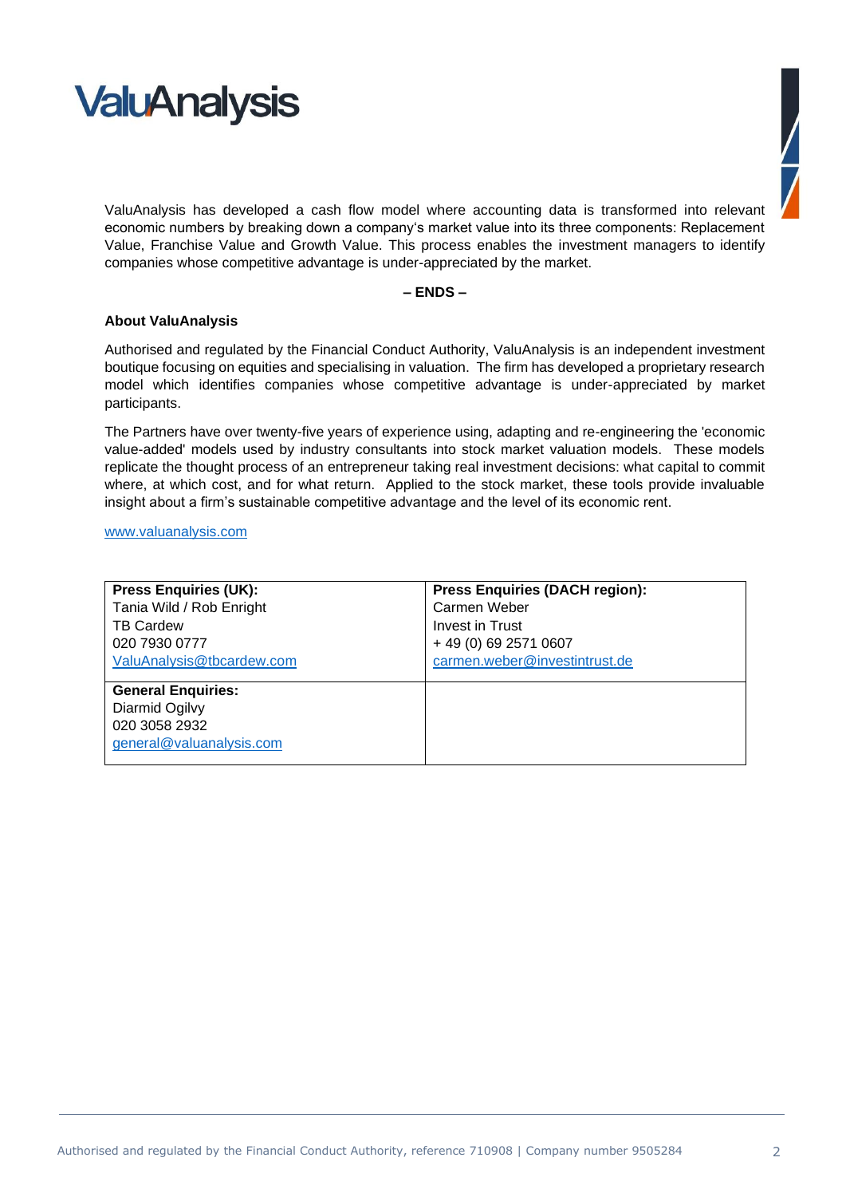ValuAnalysis has developed a cash flow model where accounting data is transformed into relevant economic numbers by breaking down a company's market value into its three components: Replacement Value, Franchise Value and Growth Value. This process enables the investment managers to identify companies whose competitive advantage is under-appreciated by the market.

**– ENDS –**

**About ValuAnalysis**

Authorised and regulated by the Financial Conduct Authority, ValuAnalysis is an independent investment boutique focusing on equities and specialising in valuation. The firm has developed a proprietary research model which identifies companies whose competitive advantage is under-appreciated by market participants.

The Partners have over twenty-five years of experience using, adapting and re-engineering the 'economic value-added' models used by industry consultants into stock market valuation models. These models replicate the thought process of an entrepreneur taking real investment decisions: what capital to commit where, at which cost, and for what return. Applied to the stock market, these tools provide invaluable insight about a firm's sustainable competitive advantage and the level of its economic rent.

www.valuanalysis.com

| | |
|---|---|
| **Press Enquiries (UK):**<br>Tania Wild / Rob Enright<br>TB Cardew<br>020 7930 0777<br>ValuAnalysis@tbcardew.com | **Press Enquiries (DACH region):**<br>Carmen Weber<br>Invest in Trust<br>+ 49 (0) 69 2571 0607<br>carmen.weber@investintrust.de |
| **General Enquiries:**<br>Diarmid Ogilvy<br>020 3058 2932<br>general@valuanalysis.com | |